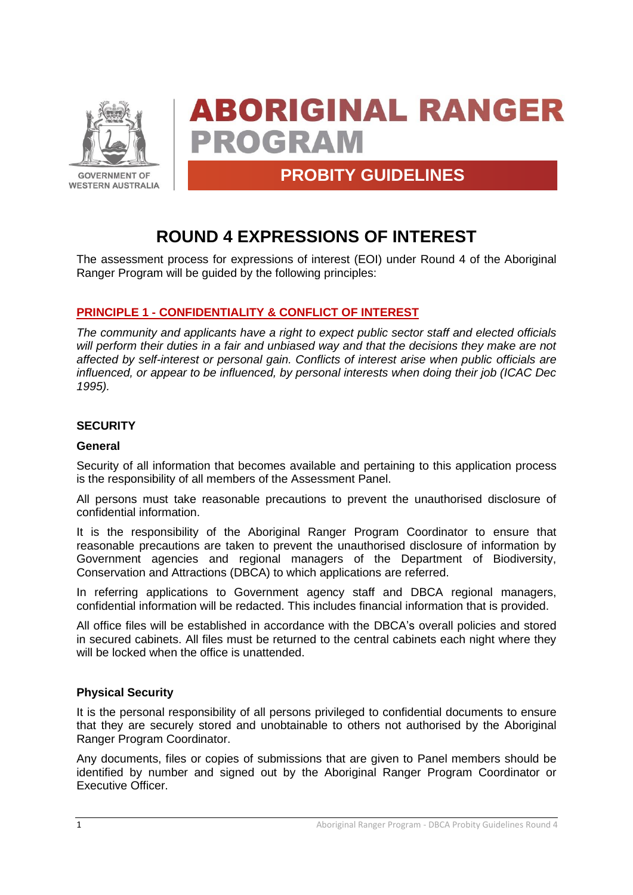GOVERNMENT OF WESTERN AUSTRALIA

# ABORIGINAL RANGER PROGRAM

## PROBITY GUIDELINES

# ROUND 4 EXPRESSIONS OF INTEREST

The assessment process for expressions of interest (EOI) under Round 4 of the Aboriginal Ranger Program will be guided by the following principles:

## PRINCIPLE 1 - CONFIDENTIALITY & CONFLICT OF INTEREST

*The community and applicants have a right to expect public sector staff and elected officials will perform their duties in a fair and unbiased way and that the decisions they make are not affected by self-interest or personal gain. Conflicts of interest arise when public officials are influenced, or appear to be influenced, by personal interests when doing their job (ICAC Dec 1995).*

### SECURITY

#### General

Security of all information that becomes available and pertaining to this application process is the responsibility of all members of the Assessment Panel.

All persons must take reasonable precautions to prevent the unauthorised disclosure of confidential information.

It is the responsibility of the Aboriginal Ranger Program Coordinator to ensure that reasonable precautions are taken to prevent the unauthorised disclosure of information by Government agencies and regional managers of the Department of Biodiversity, Conservation and Attractions (DBCA) to which applications are referred.

In referring applications to Government agency staff and DBCA regional managers, confidential information will be redacted. This includes financial information that is provided.

All office files will be established in accordance with the DBCA's overall policies and stored in secured cabinets. All files must be returned to the central cabinets each night where they will be locked when the office is unattended.

#### Physical Security

It is the personal responsibility of all persons privileged to confidential documents to ensure that they are securely stored and unobtainable to others not authorised by the Aboriginal Ranger Program Coordinator.

Any documents, files or copies of submissions that are given to Panel members should be identified by number and signed out by the Aboriginal Ranger Program Coordinator or Executive Officer.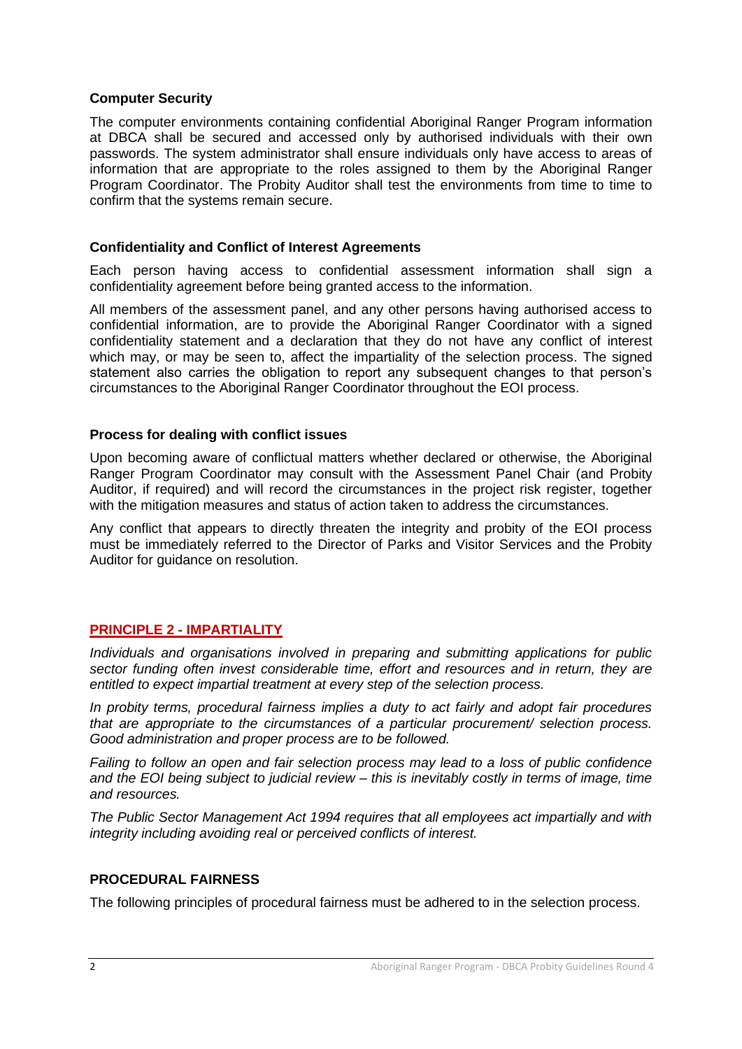**Computer Security**

The computer environments containing confidential Aboriginal Ranger Program information at DBCA shall be secured and accessed only by authorised individuals with their own passwords. The system administrator shall ensure individuals only have access to areas of information that are appropriate to the roles assigned to them by the Aboriginal Ranger Program Coordinator. The Probity Auditor shall test the environments from time to time to confirm that the systems remain secure.

**Confidentiality and Conflict of Interest Agreements**

Each person having access to confidential assessment information shall sign a confidentiality agreement before being granted access to the information.

All members of the assessment panel, and any other persons having authorised access to confidential information, are to provide the Aboriginal Ranger Coordinator with a signed confidentiality statement and a declaration that they do not have any conflict of interest which may, or may be seen to, affect the impartiality of the selection process. The signed statement also carries the obligation to report any subsequent changes to that person's circumstances to the Aboriginal Ranger Coordinator throughout the EOI process.

**Process for dealing with conflict issues**

Upon becoming aware of conflictual matters whether declared or otherwise, the Aboriginal Ranger Program Coordinator may consult with the Assessment Panel Chair (and Probity Auditor, if required) and will record the circumstances in the project risk register, together with the mitigation measures and status of action taken to address the circumstances.

Any conflict that appears to directly threaten the integrity and probity of the EOI process must be immediately referred to the Director of Parks and Visitor Services and the Probity Auditor for guidance on resolution.

## PRINCIPLE 2 - IMPARTIALITY

*Individuals and organisations involved in preparing and submitting applications for public sector funding often invest considerable time, effort and resources and in return, they are entitled to expect impartial treatment at every step of the selection process.*

*In probity terms, procedural fairness implies a duty to act fairly and adopt fair procedures that are appropriate to the circumstances of a particular procurement/ selection process. Good administration and proper process are to be followed.*

*Failing to follow an open and fair selection process may lead to a loss of public confidence and the EOI being subject to judicial review – this is inevitably costly in terms of image, time and resources.*

*The Public Sector Management Act 1994 requires that all employees act impartially and with integrity including avoiding real or perceived conflicts of interest.*

**PROCEDURAL FAIRNESS**

The following principles of procedural fairness must be adhered to in the selection process.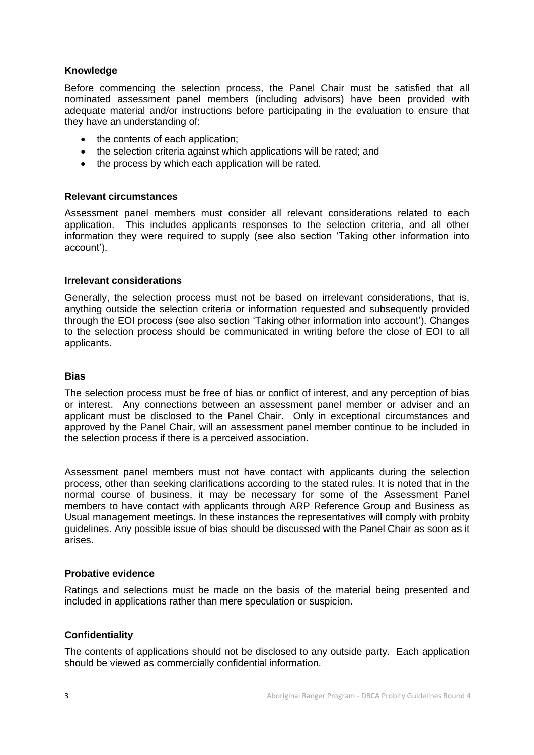### Knowledge

Before commencing the selection process, the Panel Chair must be satisfied that all nominated assessment panel members (including advisors) have been provided with adequate material and/or instructions before participating in the evaluation to ensure that they have an understanding of:

- the contents of each application;
- the selection criteria against which applications will be rated; and
- the process by which each application will be rated.

### Relevant circumstances

Assessment panel members must consider all relevant considerations related to each application. This includes applicants responses to the selection criteria, and all other information they were required to supply (see also section 'Taking other information into account').

### Irrelevant considerations

Generally, the selection process must not be based on irrelevant considerations, that is, anything outside the selection criteria or information requested and subsequently provided through the EOI process (see also section 'Taking other information into account'). Changes to the selection process should be communicated in writing before the close of EOI to all applicants.

### Bias

The selection process must be free of bias or conflict of interest, and any perception of bias or interest. Any connections between an assessment panel member or adviser and an applicant must be disclosed to the Panel Chair. Only in exceptional circumstances and approved by the Panel Chair, will an assessment panel member continue to be included in the selection process if there is a perceived association.

Assessment panel members must not have contact with applicants during the selection process, other than seeking clarifications according to the stated rules. It is noted that in the normal course of business, it may be necessary for some of the Assessment Panel members to have contact with applicants through ARP Reference Group and Business as Usual management meetings. In these instances the representatives will comply with probity guidelines. Any possible issue of bias should be discussed with the Panel Chair as soon as it arises.

### Probative evidence

Ratings and selections must be made on the basis of the material being presented and included in applications rather than mere speculation or suspicion.

### Confidentiality

The contents of applications should not be disclosed to any outside party. Each application should be viewed as commercially confidential information.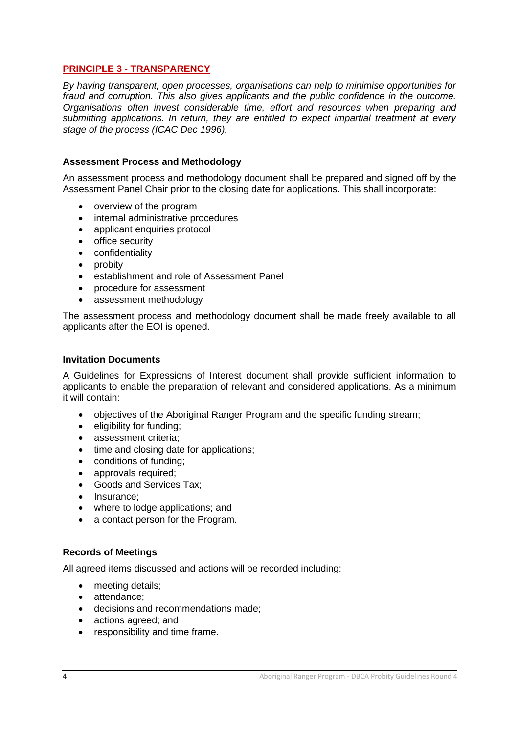## PRINCIPLE 3 - TRANSPARENCY

*By having transparent, open processes, organisations can help to minimise opportunities for fraud and corruption. This also gives applicants and the public confidence in the outcome. Organisations often invest considerable time, effort and resources when preparing and submitting applications. In return, they are entitled to expect impartial treatment at every stage of the process (ICAC Dec 1996).*

### Assessment Process and Methodology

An assessment process and methodology document shall be prepared and signed off by the Assessment Panel Chair prior to the closing date for applications. This shall incorporate:

- overview of the program
- internal administrative procedures
- applicant enquiries protocol
- office security
- confidentiality
- probity
- establishment and role of Assessment Panel
- procedure for assessment
- assessment methodology

The assessment process and methodology document shall be made freely available to all applicants after the EOI is opened.

### Invitation Documents

A Guidelines for Expressions of Interest document shall provide sufficient information to applicants to enable the preparation of relevant and considered applications. As a minimum it will contain:

- objectives of the Aboriginal Ranger Program and the specific funding stream;
- eligibility for funding;
- assessment criteria;
- time and closing date for applications;
- conditions of funding;
- approvals required;
- Goods and Services Tax;
- Insurance;
- where to lodge applications; and
- a contact person for the Program.

### Records of Meetings

All agreed items discussed and actions will be recorded including:

- meeting details;
- attendance;
- decisions and recommendations made;
- actions agreed; and
- responsibility and time frame.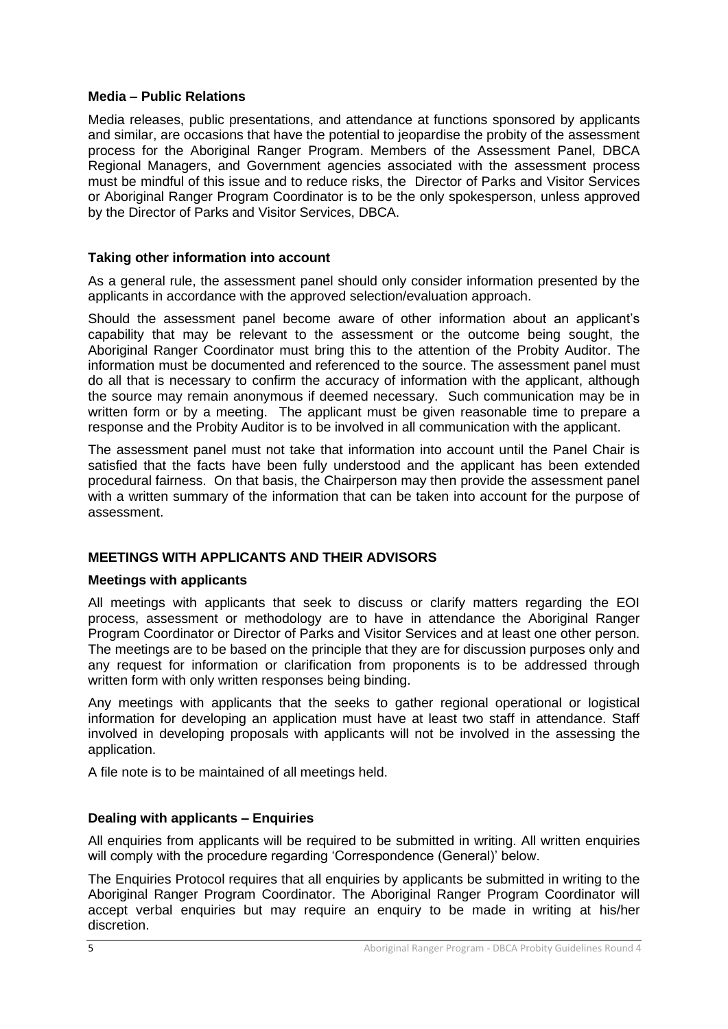### Media – Public Relations

Media releases, public presentations, and attendance at functions sponsored by applicants and similar, are occasions that have the potential to jeopardise the probity of the assessment process for the Aboriginal Ranger Program. Members of the Assessment Panel, DBCA Regional Managers, and Government agencies associated with the assessment process must be mindful of this issue and to reduce risks, the Director of Parks and Visitor Services or Aboriginal Ranger Program Coordinator is to be the only spokesperson, unless approved by the Director of Parks and Visitor Services, DBCA.

### Taking other information into account

As a general rule, the assessment panel should only consider information presented by the applicants in accordance with the approved selection/evaluation approach.

Should the assessment panel become aware of other information about an applicant's capability that may be relevant to the assessment or the outcome being sought, the Aboriginal Ranger Coordinator must bring this to the attention of the Probity Auditor. The information must be documented and referenced to the source. The assessment panel must do all that is necessary to confirm the accuracy of information with the applicant, although the source may remain anonymous if deemed necessary. Such communication may be in written form or by a meeting. The applicant must be given reasonable time to prepare a response and the Probity Auditor is to be involved in all communication with the applicant.

The assessment panel must not take that information into account until the Panel Chair is satisfied that the facts have been fully understood and the applicant has been extended procedural fairness. On that basis, the Chairperson may then provide the assessment panel with a written summary of the information that can be taken into account for the purpose of assessment.

## MEETINGS WITH APPLICANTS AND THEIR ADVISORS

### Meetings with applicants

All meetings with applicants that seek to discuss or clarify matters regarding the EOI process, assessment or methodology are to have in attendance the Aboriginal Ranger Program Coordinator or Director of Parks and Visitor Services and at least one other person. The meetings are to be based on the principle that they are for discussion purposes only and any request for information or clarification from proponents is to be addressed through written form with only written responses being binding.

Any meetings with applicants that the seeks to gather regional operational or logistical information for developing an application must have at least two staff in attendance. Staff involved in developing proposals with applicants will not be involved in the assessing the application.

A file note is to be maintained of all meetings held.

### Dealing with applicants – Enquiries

All enquiries from applicants will be required to be submitted in writing. All written enquiries will comply with the procedure regarding 'Correspondence (General)' below.

The Enquiries Protocol requires that all enquiries by applicants be submitted in writing to the Aboriginal Ranger Program Coordinator. The Aboriginal Ranger Program Coordinator will accept verbal enquiries but may require an enquiry to be made in writing at his/her discretion.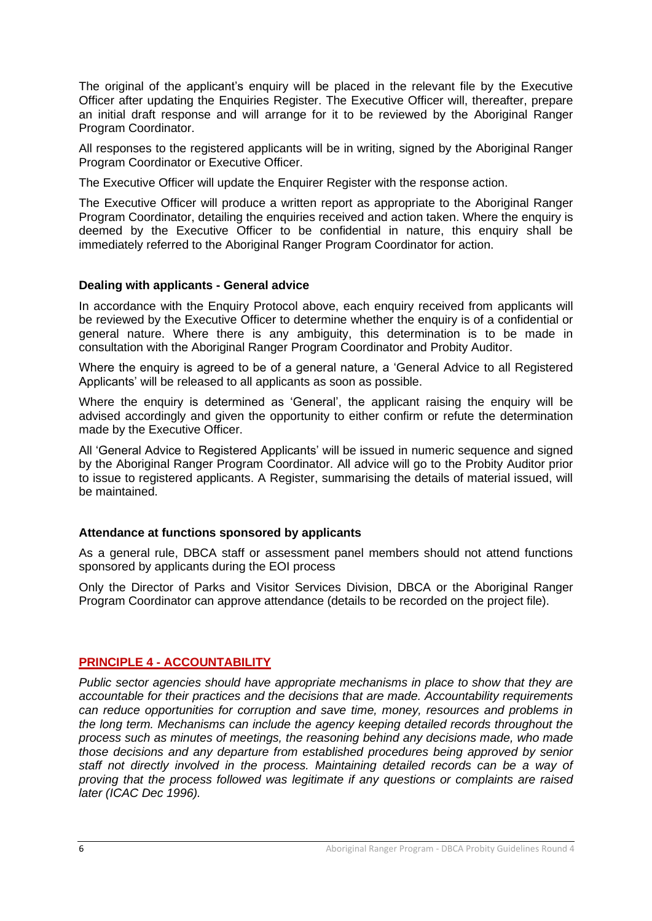The original of the applicant's enquiry will be placed in the relevant file by the Executive Officer after updating the Enquiries Register. The Executive Officer will, thereafter, prepare an initial draft response and will arrange for it to be reviewed by the Aboriginal Ranger Program Coordinator.

All responses to the registered applicants will be in writing, signed by the Aboriginal Ranger Program Coordinator or Executive Officer.

The Executive Officer will update the Enquirer Register with the response action.

The Executive Officer will produce a written report as appropriate to the Aboriginal Ranger Program Coordinator, detailing the enquiries received and action taken. Where the enquiry is deemed by the Executive Officer to be confidential in nature, this enquiry shall be immediately referred to the Aboriginal Ranger Program Coordinator for action.

**Dealing with applicants - General advice**

In accordance with the Enquiry Protocol above, each enquiry received from applicants will be reviewed by the Executive Officer to determine whether the enquiry is of a confidential or general nature. Where there is any ambiguity, this determination is to be made in consultation with the Aboriginal Ranger Program Coordinator and Probity Auditor.

Where the enquiry is agreed to be of a general nature, a 'General Advice to all Registered Applicants' will be released to all applicants as soon as possible.

Where the enquiry is determined as 'General', the applicant raising the enquiry will be advised accordingly and given the opportunity to either confirm or refute the determination made by the Executive Officer.

All 'General Advice to Registered Applicants' will be issued in numeric sequence and signed by the Aboriginal Ranger Program Coordinator. All advice will go to the Probity Auditor prior to issue to registered applicants. A Register, summarising the details of material issued, will be maintained.

**Attendance at functions sponsored by applicants**

As a general rule, DBCA staff or assessment panel members should not attend functions sponsored by applicants during the EOI process

Only the Director of Parks and Visitor Services Division, DBCA or the Aboriginal Ranger Program Coordinator can approve attendance (details to be recorded on the project file).

## PRINCIPLE 4 - ACCOUNTABILITY

*Public sector agencies should have appropriate mechanisms in place to show that they are accountable for their practices and the decisions that are made. Accountability requirements can reduce opportunities for corruption and save time, money, resources and problems in the long term. Mechanisms can include the agency keeping detailed records throughout the process such as minutes of meetings, the reasoning behind any decisions made, who made those decisions and any departure from established procedures being approved by senior staff not directly involved in the process. Maintaining detailed records can be a way of proving that the process followed was legitimate if any questions or complaints are raised later (ICAC Dec 1996).*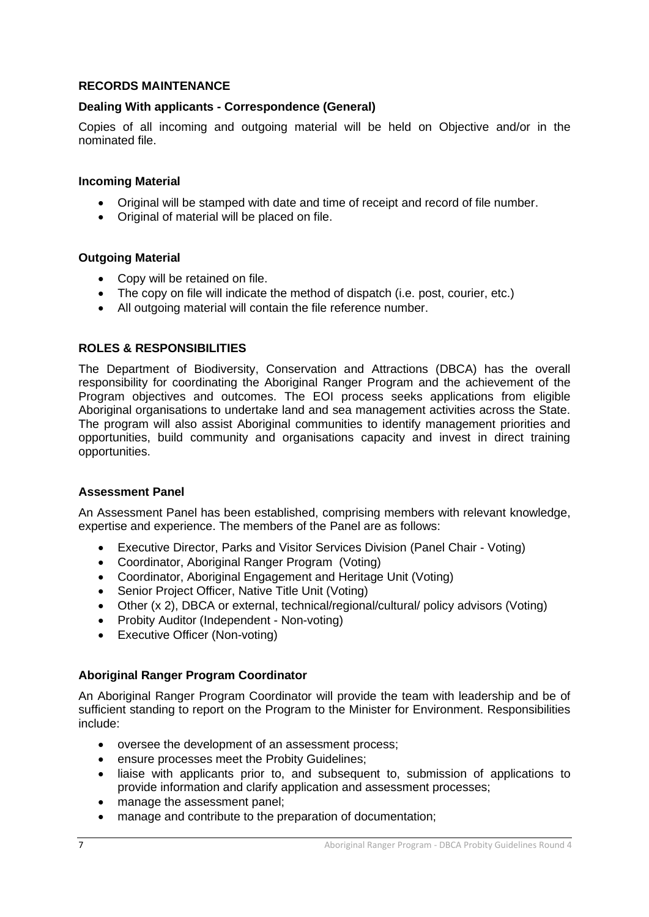## RECORDS MAINTENANCE

### Dealing With applicants - Correspondence (General)

Copies of all incoming and outgoing material will be held on Objective and/or in the nominated file.

### Incoming Material

- Original will be stamped with date and time of receipt and record of file number.
- Original of material will be placed on file.

### Outgoing Material

- Copy will be retained on file.
- The copy on file will indicate the method of dispatch (i.e. post, courier, etc.)
- All outgoing material will contain the file reference number.

## ROLES & RESPONSIBILITIES

The Department of Biodiversity, Conservation and Attractions (DBCA) has the overall responsibility for coordinating the Aboriginal Ranger Program and the achievement of the Program objectives and outcomes. The EOI process seeks applications from eligible Aboriginal organisations to undertake land and sea management activities across the State. The program will also assist Aboriginal communities to identify management priorities and opportunities, build community and organisations capacity and invest in direct training opportunities.

### Assessment Panel

An Assessment Panel has been established, comprising members with relevant knowledge, expertise and experience. The members of the Panel are as follows:

- Executive Director, Parks and Visitor Services Division (Panel Chair - Voting)
- Coordinator, Aboriginal Ranger Program (Voting)
- Coordinator, Aboriginal Engagement and Heritage Unit (Voting)
- Senior Project Officer, Native Title Unit (Voting)
- Other (x 2), DBCA or external, technical/regional/cultural/ policy advisors (Voting)
- Probity Auditor (Independent - Non-voting)
- Executive Officer (Non-voting)

### Aboriginal Ranger Program Coordinator

An Aboriginal Ranger Program Coordinator will provide the team with leadership and be of sufficient standing to report on the Program to the Minister for Environment. Responsibilities include:

- oversee the development of an assessment process;
- ensure processes meet the Probity Guidelines;
- liaise with applicants prior to, and subsequent to, submission of applications to provide information and clarify application and assessment processes;
- manage the assessment panel;
- manage and contribute to the preparation of documentation;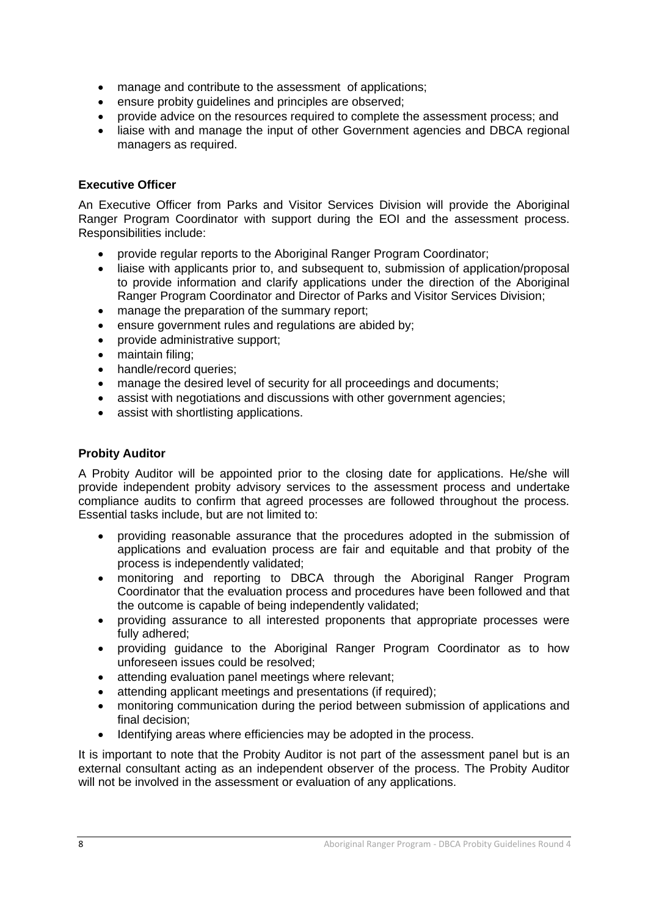- manage and contribute to the assessment of applications;
- ensure probity guidelines and principles are observed;
- provide advice on the resources required to complete the assessment process; and
- liaise with and manage the input of other Government agencies and DBCA regional managers as required.

**Executive Officer**

An Executive Officer from Parks and Visitor Services Division will provide the Aboriginal Ranger Program Coordinator with support during the EOI and the assessment process. Responsibilities include:

- provide regular reports to the Aboriginal Ranger Program Coordinator;
- liaise with applicants prior to, and subsequent to, submission of application/proposal to provide information and clarify applications under the direction of the Aboriginal Ranger Program Coordinator and Director of Parks and Visitor Services Division;
- manage the preparation of the summary report;
- ensure government rules and regulations are abided by;
- provide administrative support;
- maintain filing;
- handle/record queries;
- manage the desired level of security for all proceedings and documents;
- assist with negotiations and discussions with other government agencies;
- assist with shortlisting applications.

**Probity Auditor**

A Probity Auditor will be appointed prior to the closing date for applications. He/she will provide independent probity advisory services to the assessment process and undertake compliance audits to confirm that agreed processes are followed throughout the process. Essential tasks include, but are not limited to:

- providing reasonable assurance that the procedures adopted in the submission of applications and evaluation process are fair and equitable and that probity of the process is independently validated;
- monitoring and reporting to DBCA through the Aboriginal Ranger Program Coordinator that the evaluation process and procedures have been followed and that the outcome is capable of being independently validated;
- providing assurance to all interested proponents that appropriate processes were fully adhered;
- providing guidance to the Aboriginal Ranger Program Coordinator as to how unforeseen issues could be resolved;
- attending evaluation panel meetings where relevant;
- attending applicant meetings and presentations (if required);
- monitoring communication during the period between submission of applications and final decision;
- Identifying areas where efficiencies may be adopted in the process.

It is important to note that the Probity Auditor is not part of the assessment panel but is an external consultant acting as an independent observer of the process. The Probity Auditor will not be involved in the assessment or evaluation of any applications.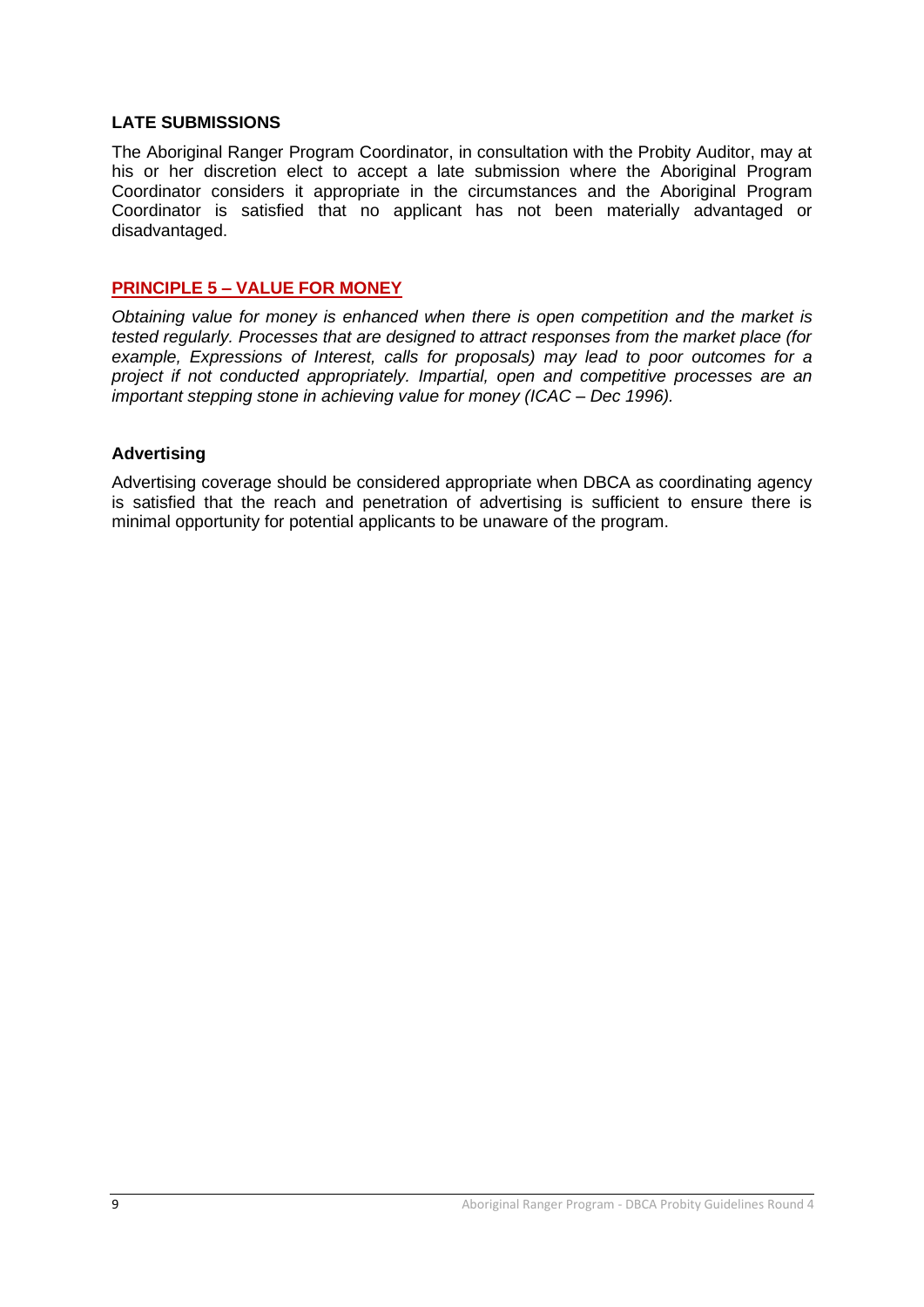### LATE SUBMISSIONS

The Aboriginal Ranger Program Coordinator, in consultation with the Probity Auditor, may at his or her discretion elect to accept a late submission where the Aboriginal Program Coordinator considers it appropriate in the circumstances and the Aboriginal Program Coordinator is satisfied that no applicant has not been materially advantaged or disadvantaged.

## PRINCIPLE 5 – VALUE FOR MONEY

*Obtaining value for money is enhanced when there is open competition and the market is tested regularly. Processes that are designed to attract responses from the market place (for example, Expressions of Interest, calls for proposals) may lead to poor outcomes for a project if not conducted appropriately. Impartial, open and competitive processes are an important stepping stone in achieving value for money (ICAC – Dec 1996).*

### Advertising

Advertising coverage should be considered appropriate when DBCA as coordinating agency is satisfied that the reach and penetration of advertising is sufficient to ensure there is minimal opportunity for potential applicants to be unaware of the program.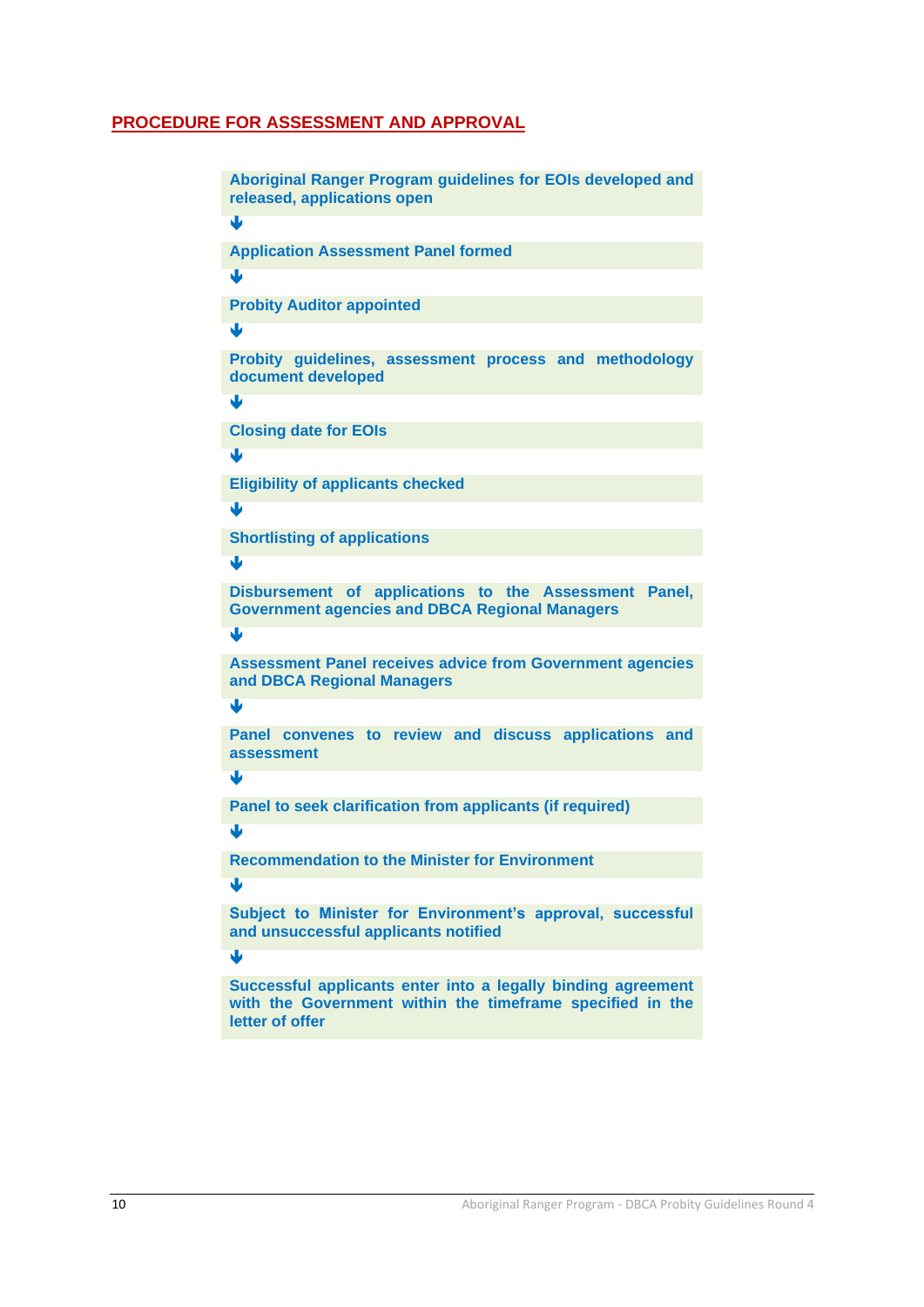## PROCEDURE FOR ASSESSMENT AND APPROVAL

**Aboriginal Ranger Program guidelines for EOIs developed and released, applications open**

↓

**Application Assessment Panel formed**

↓

**Probity Auditor appointed**

↓

**Probity guidelines, assessment process and methodology document developed**

↓

**Closing date for EOIs**

↓

**Eligibility of applicants checked**

↓

**Shortlisting of applications**

↓

**Disbursement of applications to the Assessment Panel, Government agencies and DBCA Regional Managers**

↓

**Assessment Panel receives advice from Government agencies and DBCA Regional Managers**

↓

**Panel convenes to review and discuss applications and assessment**

↓

**Panel to seek clarification from applicants (if required)**

↓

**Recommendation to the Minister for Environment**

↓

**Subject to Minister for Environment's approval, successful and unsuccessful applicants notified**

↓

**Successful applicants enter into a legally binding agreement with the Government within the timeframe specified in the letter of offer**